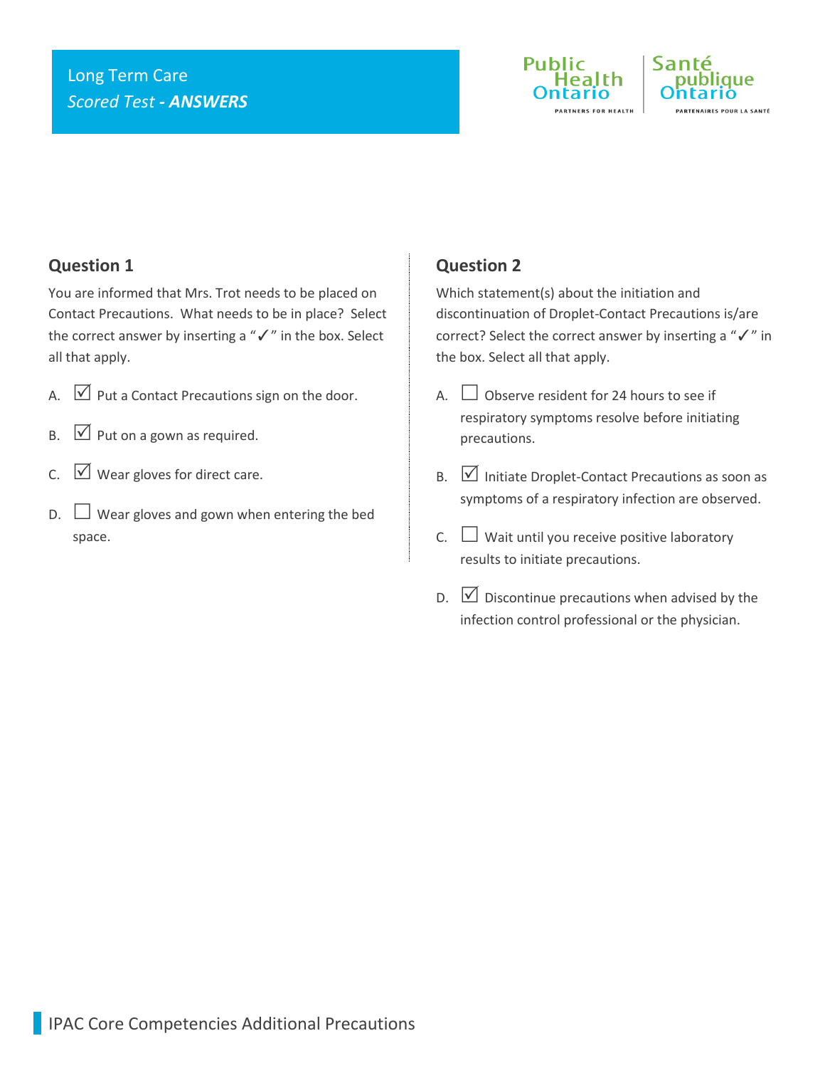Long Term Care

*Scored Test* - ***ANSWERS***

## Question 1

You are informed that Mrs. Trot needs to be placed on Contact Precautions. What needs to be in place? Select the correct answer by inserting a "✓" in the box. Select all that apply.

A. ☑ Put a Contact Precautions sign on the door.

B. ☑ Put on a gown as required.

C. ☑ Wear gloves for direct care.

D. ☐ Wear gloves and gown when entering the bed space.

## Question 2

Which statement(s) about the initiation and discontinuation of Droplet-Contact Precautions is/are correct? Select the correct answer by inserting a "✓" in the box. Select all that apply.

A. ☐ Observe resident for 24 hours to see if respiratory symptoms resolve before initiating precautions.

B. ☑ Initiate Droplet-Contact Precautions as soon as symptoms of a respiratory infection are observed.

C. ☐ Wait until you receive positive laboratory results to initiate precautions.

D. ☑ Discontinue precautions when advised by the infection control professional or the physician.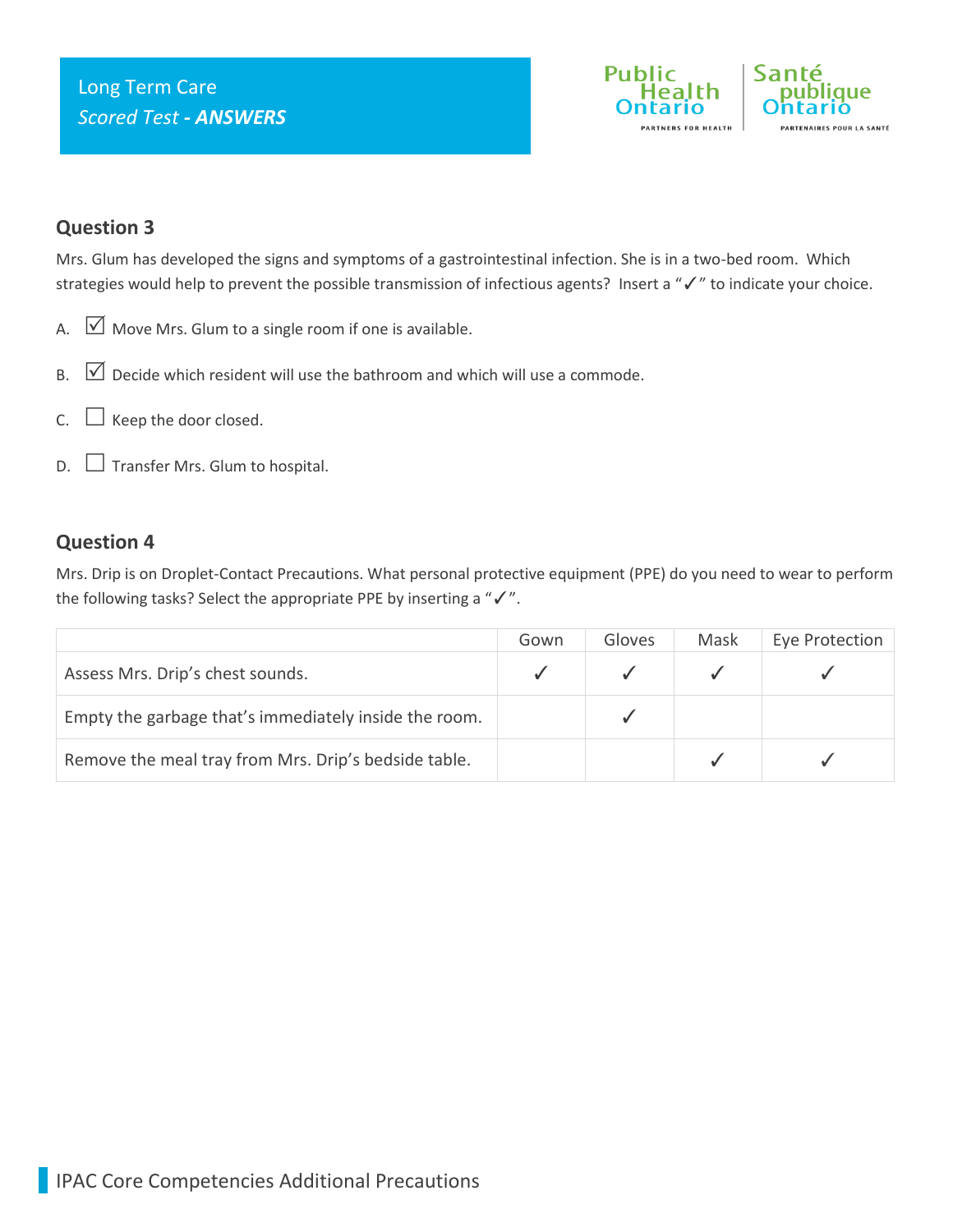Long Term Care
*Scored Test* ***- ANSWERS***

### Question 3

Mrs. Glum has developed the signs and symptoms of a gastrointestinal infection. She is in a two-bed room. Which strategies would help to prevent the possible transmission of infectious agents? Insert a "✓" to indicate your choice.

A. ☑ Move Mrs. Glum to a single room if one is available.

B. ☑ Decide which resident will use the bathroom and which will use a commode.

C. ☐ Keep the door closed.

D. ☐ Transfer Mrs. Glum to hospital.

### Question 4

Mrs. Drip is on Droplet-Contact Precautions. What personal protective equipment (PPE) do you need to wear to perform the following tasks? Select the appropriate PPE by inserting a "✓".

| | Gown | Gloves | Mask | Eye Protection |
|---|---|---|---|---|
| Assess Mrs. Drip's chest sounds. | ✓ | ✓ | ✓ | ✓ |
| Empty the garbage that's immediately inside the room. | | ✓ | | |
| Remove the meal tray from Mrs. Drip's bedside table. | | | ✓ | ✓ |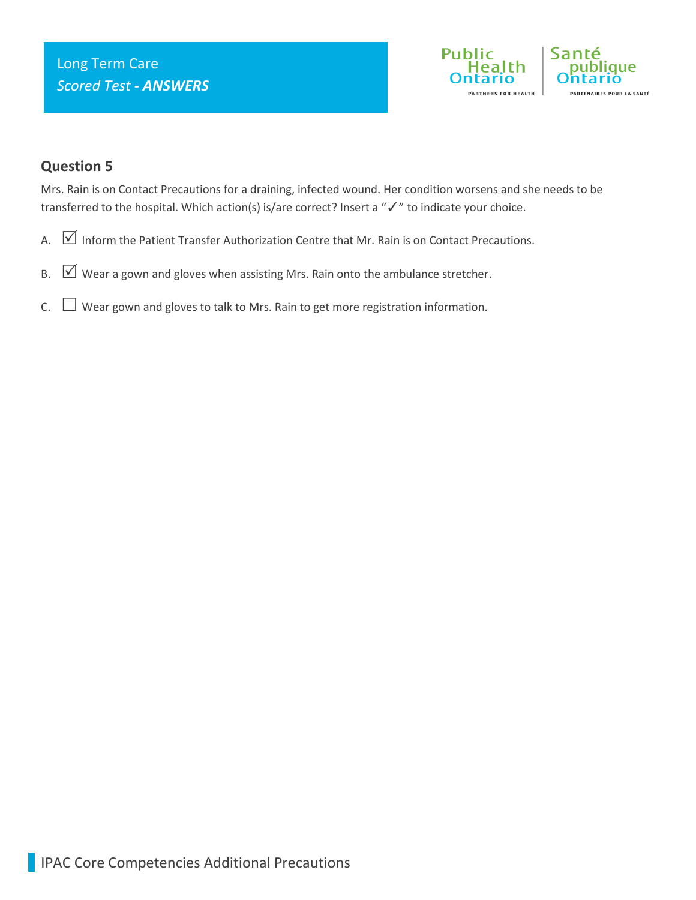Long Term Care
*Scored Test* ***- ANSWERS***

## Question 5

Mrs. Rain is on Contact Precautions for a draining, infected wound. Her condition worsens and she needs to be transferred to the hospital. Which action(s) is/are correct? Insert a "✓" to indicate your choice.

A. ☑ Inform the Patient Transfer Authorization Centre that Mr. Rain is on Contact Precautions.

B. ☑ Wear a gown and gloves when assisting Mrs. Rain onto the ambulance stretcher.

C. ☐ Wear gown and gloves to talk to Mrs. Rain to get more registration information.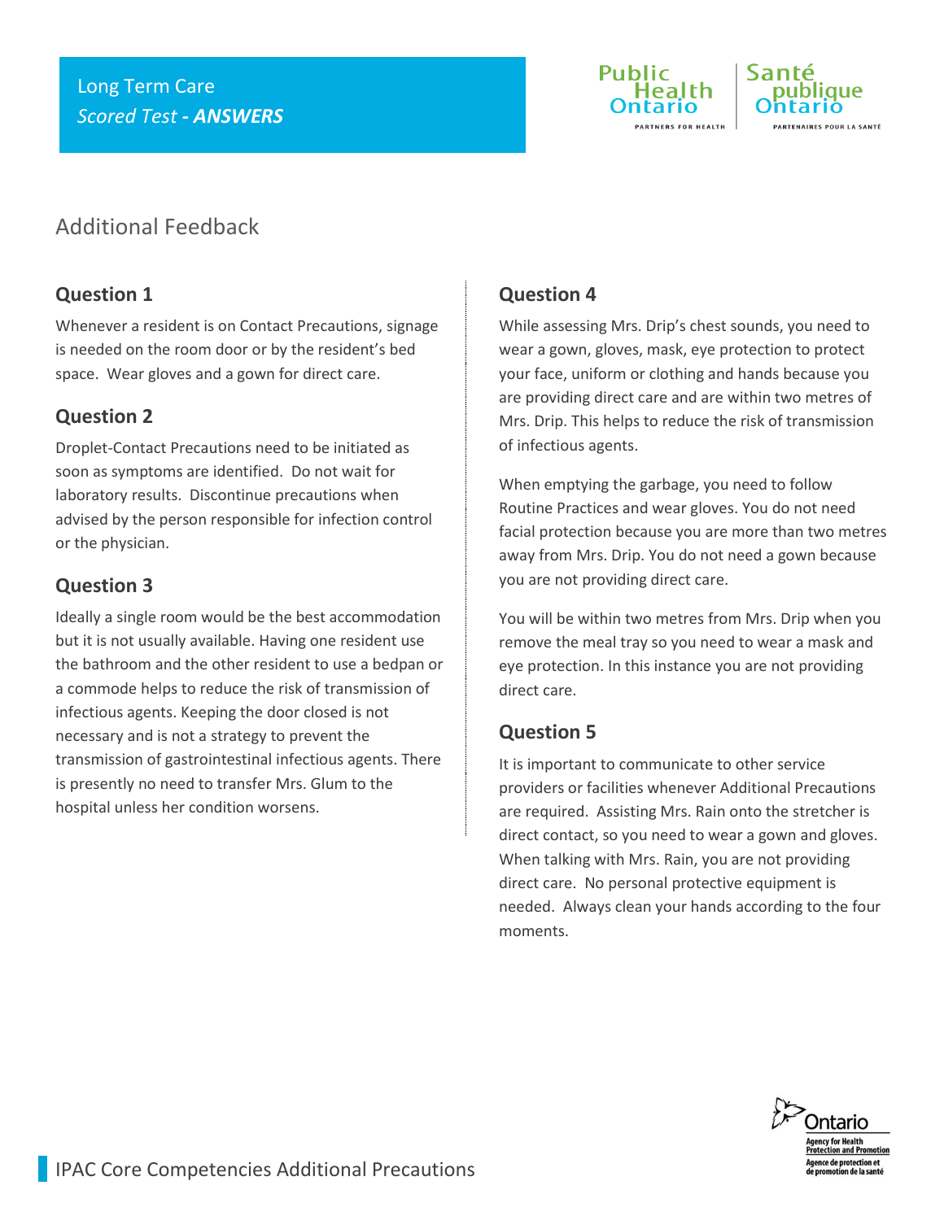Long Term Care

*Scored Test* - ***ANSWERS***

## Additional Feedback

### Question 1

Whenever a resident is on Contact Precautions, signage is needed on the room door or by the resident's bed space. Wear gloves and a gown for direct care.

### Question 2

Droplet-Contact Precautions need to be initiated as soon as symptoms are identified. Do not wait for laboratory results. Discontinue precautions when advised by the person responsible for infection control or the physician.

### Question 3

Ideally a single room would be the best accommodation but it is not usually available. Having one resident use the bathroom and the other resident to use a bedpan or a commode helps to reduce the risk of transmission of infectious agents. Keeping the door closed is not necessary and is not a strategy to prevent the transmission of gastrointestinal infectious agents. There is presently no need to transfer Mrs. Glum to the hospital unless her condition worsens.

### Question 4

While assessing Mrs. Drip's chest sounds, you need to wear a gown, gloves, mask, eye protection to protect your face, uniform or clothing and hands because you are providing direct care and are within two metres of Mrs. Drip. This helps to reduce the risk of transmission of infectious agents.

When emptying the garbage, you need to follow Routine Practices and wear gloves. You do not need facial protection because you are more than two metres away from Mrs. Drip. You do not need a gown because you are not providing direct care.

You will be within two metres from Mrs. Drip when you remove the meal tray so you need to wear a mask and eye protection. In this instance you are not providing direct care.

### Question 5

It is important to communicate to other service providers or facilities whenever Additional Precautions are required. Assisting Mrs. Rain onto the stretcher is direct contact, so you need to wear a gown and gloves. When talking with Mrs. Rain, you are not providing direct care. No personal protective equipment is needed. Always clean your hands according to the four moments.